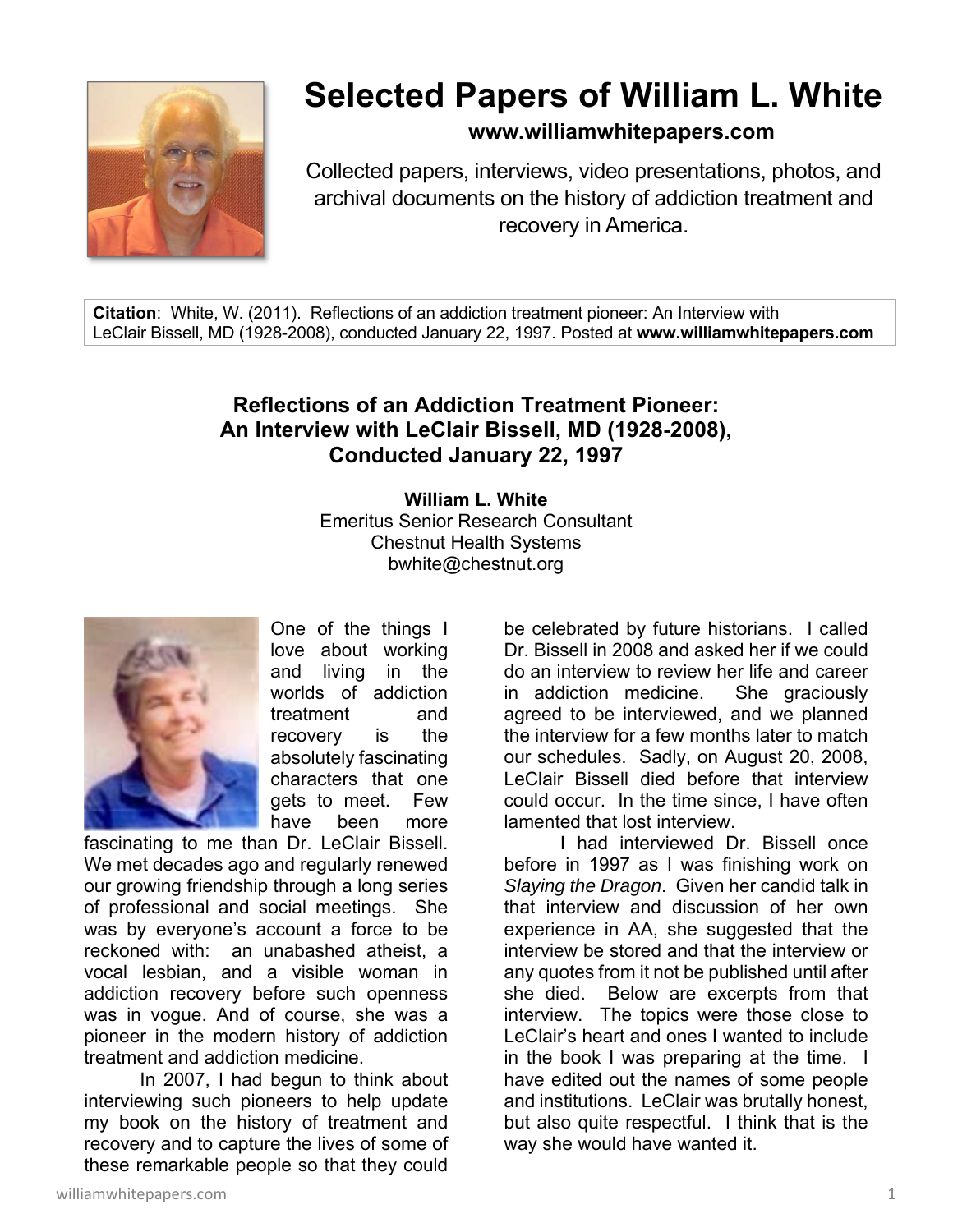# Selected Papers of William L. White

**www.williamwhitepapers.com**

Collected papers, interviews, video presentations, photos, and archival documents on the history of addiction treatment and recovery in America.

**Citation**: White, W. (2011). Reflections of an addiction treatment pioneer: An Interview with LeClair Bissell, MD (1928-2008), conducted January 22, 1997. Posted at **www.williamwhitepapers.com**

## Reflections of an Addiction Treatment Pioneer: An Interview with LeClair Bissell, MD (1928-2008), Conducted January 22, 1997

**William L. White**
Emeritus Senior Research Consultant
Chestnut Health Systems
bwhite@chestnut.org

One of the things I love about working and living in the worlds of addiction treatment and recovery is the absolutely fascinating characters that one gets to meet. Few have been more fascinating to me than Dr. LeClair Bissell. We met decades ago and regularly renewed our growing friendship through a long series of professional and social meetings. She was by everyone's account a force to be reckoned with: an unabashed atheist, a vocal lesbian, and a visible woman in addiction recovery before such openness was in vogue. And of course, she was a pioneer in the modern history of addiction treatment and addiction medicine.

In 2007, I had begun to think about interviewing such pioneers to help update my book on the history of treatment and recovery and to capture the lives of some of these remarkable people so that they could be celebrated by future historians. I called Dr. Bissell in 2008 and asked her if we could do an interview to review her life and career in addiction medicine. She graciously agreed to be interviewed, and we planned the interview for a few months later to match our schedules. Sadly, on August 20, 2008, LeClair Bissell died before that interview could occur. In the time since, I have often lamented that lost interview.

I had interviewed Dr. Bissell once before in 1997 as I was finishing work on *Slaying the Dragon*. Given her candid talk in that interview and discussion of her own experience in AA, she suggested that the interview be stored and that the interview or any quotes from it not be published until after she died. Below are excerpts from that interview. The topics were those close to LeClair's heart and ones I wanted to include in the book I was preparing at the time. I have edited out the names of some people and institutions. LeClair was brutally honest, but also quite respectful. I think that is the way she would have wanted it.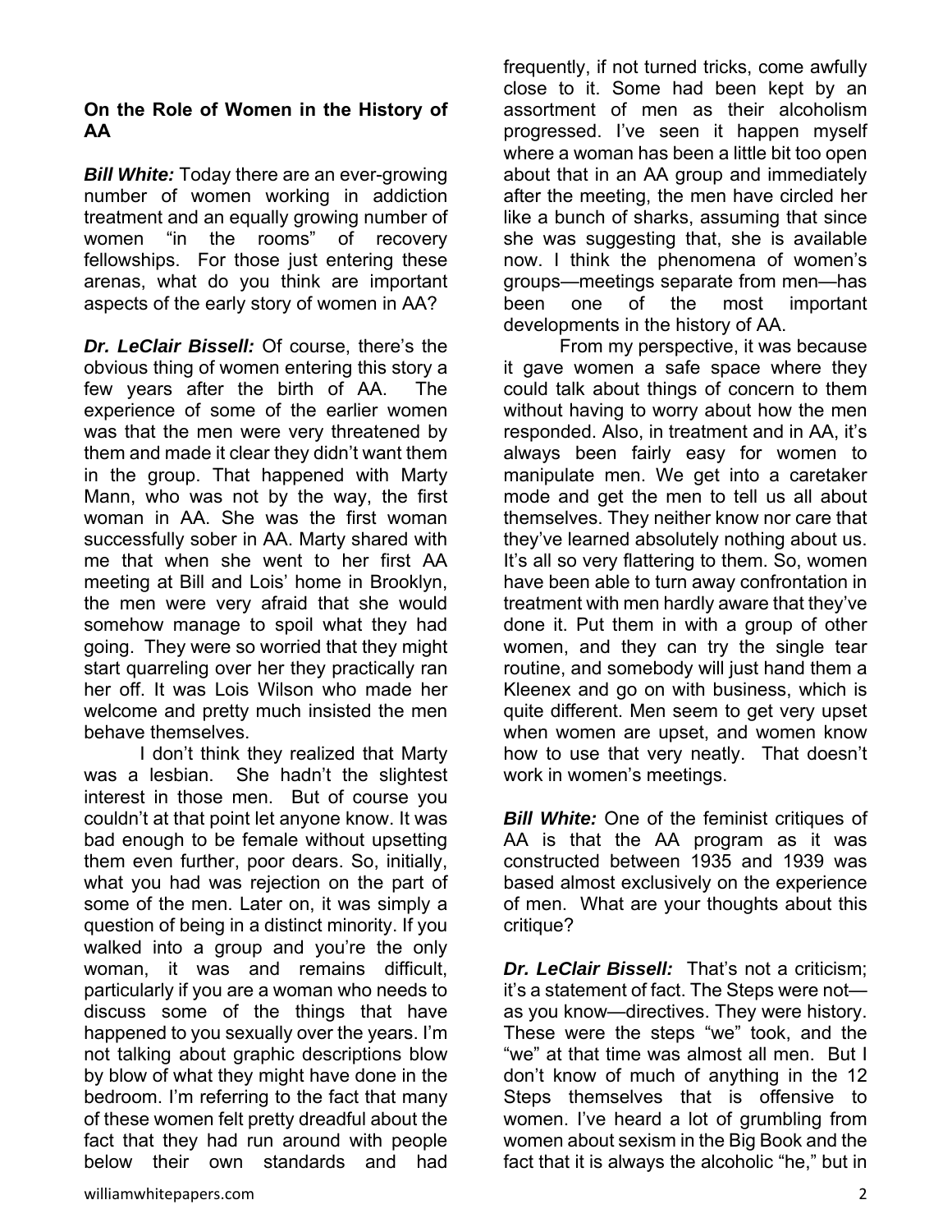**On the Role of Women in the History of AA**

***Bill White:*** Today there are an ever-growing number of women working in addiction treatment and an equally growing number of women "in the rooms" of recovery fellowships. For those just entering these arenas, what do you think are important aspects of the early story of women in AA?

***Dr. LeClair Bissell:*** Of course, there's the obvious thing of women entering this story a few years after the birth of AA. The experience of some of the earlier women was that the men were very threatened by them and made it clear they didn't want them in the group. That happened with Marty Mann, who was not by the way, the first woman in AA. She was the first woman successfully sober in AA. Marty shared with me that when she went to her first AA meeting at Bill and Lois' home in Brooklyn, the men were very afraid that she would somehow manage to spoil what they had going. They were so worried that they might start quarreling over her they practically ran her off. It was Lois Wilson who made her welcome and pretty much insisted the men behave themselves.

I don't think they realized that Marty was a lesbian. She hadn't the slightest interest in those men. But of course you couldn't at that point let anyone know. It was bad enough to be female without upsetting them even further, poor dears. So, initially, what you had was rejection on the part of some of the men. Later on, it was simply a question of being in a distinct minority. If you walked into a group and you're the only woman, it was and remains difficult, particularly if you are a woman who needs to discuss some of the things that have happened to you sexually over the years. I'm not talking about graphic descriptions blow by blow of what they might have done in the bedroom. I'm referring to the fact that many of these women felt pretty dreadful about the fact that they had run around with people below their own standards and had frequently, if not turned tricks, come awfully close to it. Some had been kept by an assortment of men as their alcoholism progressed. I've seen it happen myself where a woman has been a little bit too open about that in an AA group and immediately after the meeting, the men have circled her like a bunch of sharks, assuming that since she was suggesting that, she is available now. I think the phenomena of women's groups—meetings separate from men—has been one of the most important developments in the history of AA.

From my perspective, it was because it gave women a safe space where they could talk about things of concern to them without having to worry about how the men responded. Also, in treatment and in AA, it's always been fairly easy for women to manipulate men. We get into a caretaker mode and get the men to tell us all about themselves. They neither know nor care that they've learned absolutely nothing about us. It's all so very flattering to them. So, women have been able to turn away confrontation in treatment with men hardly aware that they've done it. Put them in with a group of other women, and they can try the single tear routine, and somebody will just hand them a Kleenex and go on with business, which is quite different. Men seem to get very upset when women are upset, and women know how to use that very neatly. That doesn't work in women's meetings.

***Bill White:*** One of the feminist critiques of AA is that the AA program as it was constructed between 1935 and 1939 was based almost exclusively on the experience of men. What are your thoughts about this critique?

***Dr. LeClair Bissell:*** That's not a criticism; it's a statement of fact. The Steps were not—as you know—directives. They were history. These were the steps "we" took, and the "we" at that time was almost all men. But I don't know of much of anything in the 12 Steps themselves that is offensive to women. I've heard a lot of grumbling from women about sexism in the Big Book and the fact that it is always the alcoholic "he," but in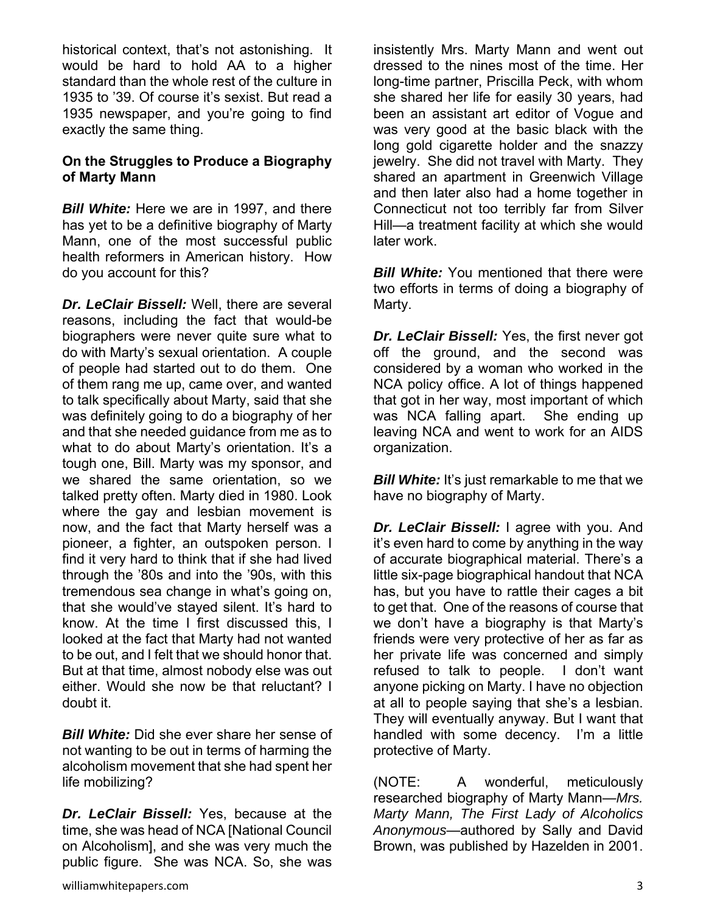historical context, that's not astonishing. It would be hard to hold AA to a higher standard than the whole rest of the culture in 1935 to '39. Of course it's sexist. But read a 1935 newspaper, and you're going to find exactly the same thing.

**On the Struggles to Produce a Biography of Marty Mann**

***Bill White:*** Here we are in 1997, and there has yet to be a definitive biography of Marty Mann, one of the most successful public health reformers in American history. How do you account for this?

***Dr. LeClair Bissell:*** Well, there are several reasons, including the fact that would-be biographers were never quite sure what to do with Marty's sexual orientation. A couple of people had started out to do them. One of them rang me up, came over, and wanted to talk specifically about Marty, said that she was definitely going to do a biography of her and that she needed guidance from me as to what to do about Marty's orientation. It's a tough one, Bill. Marty was my sponsor, and we shared the same orientation, so we talked pretty often. Marty died in 1980. Look where the gay and lesbian movement is now, and the fact that Marty herself was a pioneer, a fighter, an outspoken person. I find it very hard to think that if she had lived through the '80s and into the '90s, with this tremendous sea change in what's going on, that she would've stayed silent. It's hard to know. At the time I first discussed this, I looked at the fact that Marty had not wanted to be out, and I felt that we should honor that. But at that time, almost nobody else was out either. Would she now be that reluctant? I doubt it.

***Bill White:*** Did she ever share her sense of not wanting to be out in terms of harming the alcoholism movement that she had spent her life mobilizing?

***Dr. LeClair Bissell:*** Yes, because at the time, she was head of NCA [National Council on Alcoholism], and she was very much the public figure. She was NCA. So, she was insistently Mrs. Marty Mann and went out dressed to the nines most of the time. Her long-time partner, Priscilla Peck, with whom she shared her life for easily 30 years, had been an assistant art editor of Vogue and was very good at the basic black with the long gold cigarette holder and the snazzy jewelry. She did not travel with Marty. They shared an apartment in Greenwich Village and then later also had a home together in Connecticut not too terribly far from Silver Hill—a treatment facility at which she would later work.

***Bill White:*** You mentioned that there were two efforts in terms of doing a biography of Marty.

***Dr. LeClair Bissell:*** Yes, the first never got off the ground, and the second was considered by a woman who worked in the NCA policy office. A lot of things happened that got in her way, most important of which was NCA falling apart. She ending up leaving NCA and went to work for an AIDS organization.

***Bill White:*** It's just remarkable to me that we have no biography of Marty.

***Dr. LeClair Bissell:*** I agree with you. And it's even hard to come by anything in the way of accurate biographical material. There's a little six-page biographical handout that NCA has, but you have to rattle their cages a bit to get that. One of the reasons of course that we don't have a biography is that Marty's friends were very protective of her as far as her private life was concerned and simply refused to talk to people. I don't want anyone picking on Marty. I have no objection at all to people saying that she's a lesbian. They will eventually anyway. But I want that handled with some decency. I'm a little protective of Marty.

(NOTE: A wonderful, meticulously researched biography of Marty Mann—*Mrs. Marty Mann, The First Lady of Alcoholics Anonymous*—authored by Sally and David Brown, was published by Hazelden in 2001.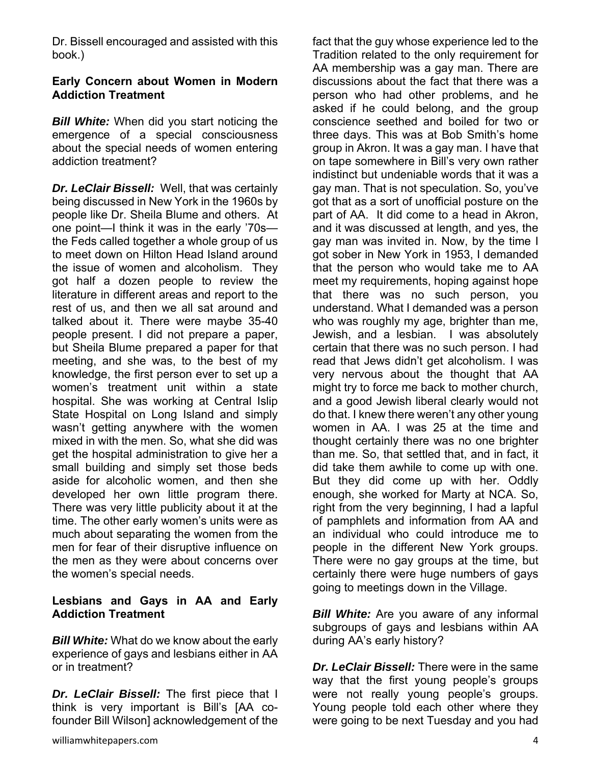Dr. Bissell encouraged and assisted with this book.)

### Early Concern about Women in Modern Addiction Treatment

***Bill White:*** When did you start noticing the emergence of a special consciousness about the special needs of women entering addiction treatment?

***Dr. LeClair Bissell:*** Well, that was certainly being discussed in New York in the 1960s by people like Dr. Sheila Blume and others. At one point—I think it was in the early '70s—the Feds called together a whole group of us to meet down on Hilton Head Island around the issue of women and alcoholism. They got half a dozen people to review the literature in different areas and report to the rest of us, and then we all sat around and talked about it. There were maybe 35-40 people present. I did not prepare a paper, but Sheila Blume prepared a paper for that meeting, and she was, to the best of my knowledge, the first person ever to set up a women's treatment unit within a state hospital. She was working at Central Islip State Hospital on Long Island and simply wasn't getting anywhere with the women mixed in with the men. So, what she did was get the hospital administration to give her a small building and simply set those beds aside for alcoholic women, and then she developed her own little program there. There was very little publicity about it at the time. The other early women's units were as much about separating the women from the men for fear of their disruptive influence on the men as they were about concerns over the women's special needs.

### Lesbians and Gays in AA and Early Addiction Treatment

***Bill White:*** What do we know about the early experience of gays and lesbians either in AA or in treatment?

***Dr. LeClair Bissell:*** The first piece that I think is very important is Bill's [AA co-founder Bill Wilson] acknowledgement of the fact that the guy whose experience led to the Tradition related to the only requirement for AA membership was a gay man. There are discussions about the fact that there was a person who had other problems, and he asked if he could belong, and the group conscience seethed and boiled for two or three days. This was at Bob Smith's home group in Akron. It was a gay man. I have that on tape somewhere in Bill's very own rather indistinct but undeniable words that it was a gay man. That is not speculation. So, you've got that as a sort of unofficial posture on the part of AA. It did come to a head in Akron, and it was discussed at length, and yes, the gay man was invited in. Now, by the time I got sober in New York in 1953, I demanded that the person who would take me to AA meet my requirements, hoping against hope that there was no such person, you understand. What I demanded was a person who was roughly my age, brighter than me, Jewish, and a lesbian. I was absolutely certain that there was no such person. I had read that Jews didn't get alcoholism. I was very nervous about the thought that AA might try to force me back to mother church, and a good Jewish liberal clearly would not do that. I knew there weren't any other young women in AA. I was 25 at the time and thought certainly there was no one brighter than me. So, that settled that, and in fact, it did take them awhile to come up with one. But they did come up with her. Oddly enough, she worked for Marty at NCA. So, right from the very beginning, I had a lapful of pamphlets and information from AA and an individual who could introduce me to people in the different New York groups. There were no gay groups at the time, but certainly there were huge numbers of gays going to meetings down in the Village.

***Bill White:*** Are you aware of any informal subgroups of gays and lesbians within AA during AA's early history?

***Dr. LeClair Bissell:*** There were in the same way that the first young people's groups were not really young people's groups. Young people told each other where they were going to be next Tuesday and you had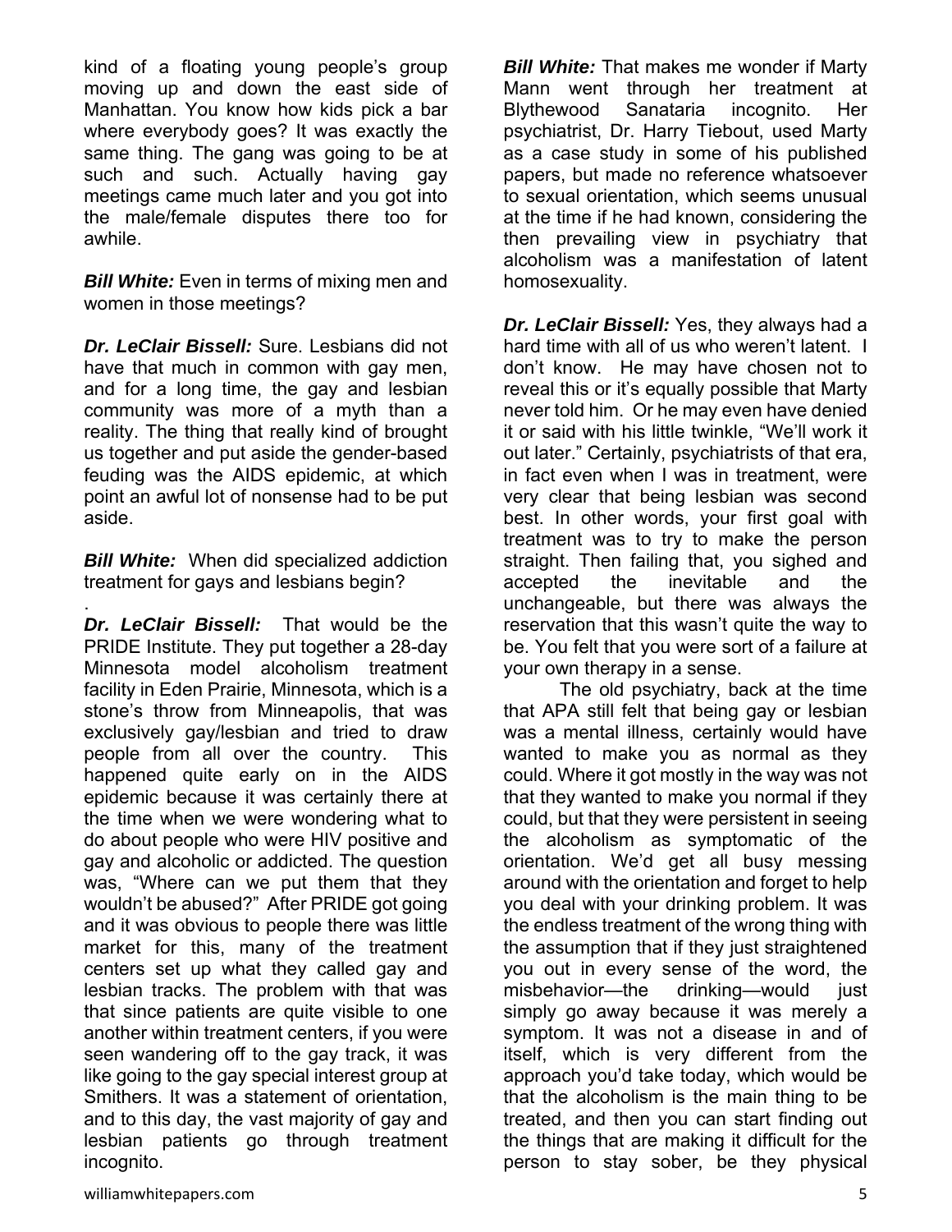kind of a floating young people's group moving up and down the east side of Manhattan. You know how kids pick a bar where everybody goes? It was exactly the same thing. The gang was going to be at such and such. Actually having gay meetings came much later and you got into the male/female disputes there too for awhile.

***Bill White:*** Even in terms of mixing men and women in those meetings?

***Dr. LeClair Bissell:*** Sure. Lesbians did not have that much in common with gay men, and for a long time, the gay and lesbian community was more of a myth than a reality. The thing that really kind of brought us together and put aside the gender-based feuding was the AIDS epidemic, at which point an awful lot of nonsense had to be put aside.

***Bill White:*** When did specialized addiction treatment for gays and lesbians begin?

***Dr. LeClair Bissell:*** That would be the PRIDE Institute. They put together a 28-day Minnesota model alcoholism treatment facility in Eden Prairie, Minnesota, which is a stone's throw from Minneapolis, that was exclusively gay/lesbian and tried to draw people from all over the country. This happened quite early on in the AIDS epidemic because it was certainly there at the time when we were wondering what to do about people who were HIV positive and gay and alcoholic or addicted. The question was, "Where can we put them that they wouldn't be abused?" After PRIDE got going and it was obvious to people there was little market for this, many of the treatment centers set up what they called gay and lesbian tracks. The problem with that was that since patients are quite visible to one another within treatment centers, if you were seen wandering off to the gay track, it was like going to the gay special interest group at Smithers. It was a statement of orientation, and to this day, the vast majority of gay and lesbian patients go through treatment incognito.

***Bill White:*** That makes me wonder if Marty Mann went through her treatment at Blythewood Sanataria incognito. Her psychiatrist, Dr. Harry Tiebout, used Marty as a case study in some of his published papers, but made no reference whatsoever to sexual orientation, which seems unusual at the time if he had known, considering the then prevailing view in psychiatry that alcoholism was a manifestation of latent homosexuality.

***Dr. LeClair Bissell:*** Yes, they always had a hard time with all of us who weren't latent. I don't know. He may have chosen not to reveal this or it's equally possible that Marty never told him. Or he may even have denied it or said with his little twinkle, "We'll work it out later." Certainly, psychiatrists of that era, in fact even when I was in treatment, were very clear that being lesbian was second best. In other words, your first goal with treatment was to try to make the person straight. Then failing that, you sighed and accepted the inevitable and the unchangeable, but there was always the reservation that this wasn't quite the way to be. You felt that you were sort of a failure at your own therapy in a sense.

The old psychiatry, back at the time that APA still felt that being gay or lesbian was a mental illness, certainly would have wanted to make you as normal as they could. Where it got mostly in the way was not that they wanted to make you normal if they could, but that they were persistent in seeing the alcoholism as symptomatic of the orientation. We'd get all busy messing around with the orientation and forget to help you deal with your drinking problem. It was the endless treatment of the wrong thing with the assumption that if they just straightened you out in every sense of the word, the misbehavior—the drinking—would just simply go away because it was merely a symptom. It was not a disease in and of itself, which is very different from the approach you'd take today, which would be that the alcoholism is the main thing to be treated, and then you can start finding out the things that are making it difficult for the person to stay sober, be they physical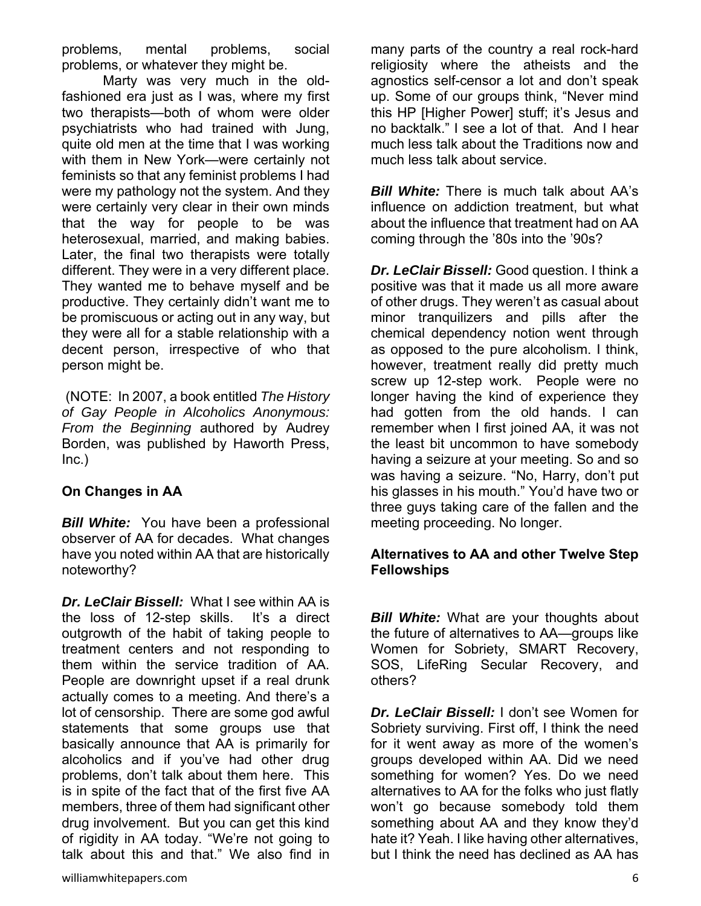problems, mental problems, social problems, or whatever they might be.

Marty was very much in the old-fashioned era just as I was, where my first two therapists—both of whom were older psychiatrists who had trained with Jung, quite old men at the time that I was working with them in New York—were certainly not feminists so that any feminist problems I had were my pathology not the system. And they were certainly very clear in their own minds that the way for people to be was heterosexual, married, and making babies. Later, the final two therapists were totally different. They were in a very different place. They wanted me to behave myself and be productive. They certainly didn't want me to be promiscuous or acting out in any way, but they were all for a stable relationship with a decent person, irrespective of who that person might be.

(NOTE: In 2007, a book entitled *The History of Gay People in Alcoholics Anonymous: From the Beginning* authored by Audrey Borden, was published by Haworth Press, Inc.)

### On Changes in AA

***Bill White:*** You have been a professional observer of AA for decades. What changes have you noted within AA that are historically noteworthy?

***Dr. LeClair Bissell:*** What I see within AA is the loss of 12-step skills. It's a direct outgrowth of the habit of taking people to treatment centers and not responding to them within the service tradition of AA. People are downright upset if a real drunk actually comes to a meeting. And there's a lot of censorship. There are some god awful statements that some groups use that basically announce that AA is primarily for alcoholics and if you've had other drug problems, don't talk about them here. This is in spite of the fact that of the first five AA members, three of them had significant other drug involvement. But you can get this kind of rigidity in AA today. "We're not going to talk about this and that." We also find in many parts of the country a real rock-hard religiosity where the atheists and the agnostics self-censor a lot and don't speak up. Some of our groups think, "Never mind this HP [Higher Power] stuff; it's Jesus and no backtalk." I see a lot of that. And I hear much less talk about the Traditions now and much less talk about service.

***Bill White:*** There is much talk about AA's influence on addiction treatment, but what about the influence that treatment had on AA coming through the '80s into the '90s?

***Dr. LeClair Bissell:*** Good question. I think a positive was that it made us all more aware of other drugs. They weren't as casual about minor tranquilizers and pills after the chemical dependency notion went through as opposed to the pure alcoholism. I think, however, treatment really did pretty much screw up 12-step work. People were no longer having the kind of experience they had gotten from the old hands. I can remember when I first joined AA, it was not the least bit uncommon to have somebody having a seizure at your meeting. So and so was having a seizure. "No, Harry, don't put his glasses in his mouth." You'd have two or three guys taking care of the fallen and the meeting proceeding. No longer.

### Alternatives to AA and other Twelve Step Fellowships

***Bill White:*** What are your thoughts about the future of alternatives to AA—groups like Women for Sobriety, SMART Recovery, SOS, LifeRing Secular Recovery, and others?

***Dr. LeClair Bissell:*** I don't see Women for Sobriety surviving. First off, I think the need for it went away as more of the women's groups developed within AA. Did we need something for women? Yes. Do we need alternatives to AA for the folks who just flatly won't go because somebody told them something about AA and they know they'd hate it? Yeah. I like having other alternatives, but I think the need has declined as AA has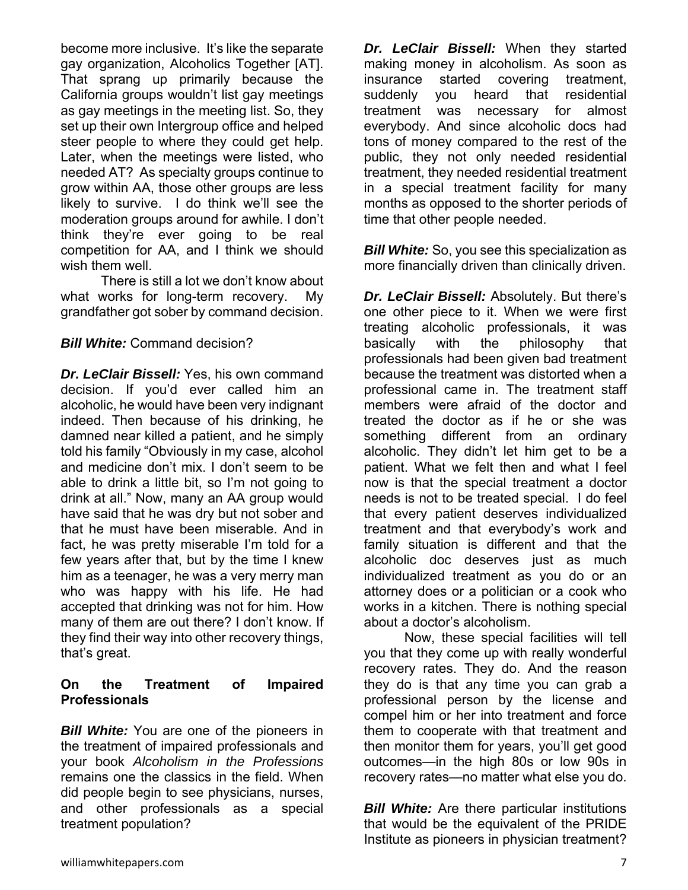become more inclusive. It's like the separate gay organization, Alcoholics Together [AT]. That sprang up primarily because the California groups wouldn't list gay meetings as gay meetings in the meeting list. So, they set up their own Intergroup office and helped steer people to where they could get help. Later, when the meetings were listed, who needed AT? As specialty groups continue to grow within AA, those other groups are less likely to survive. I do think we'll see the moderation groups around for awhile. I don't think they're ever going to be real competition for AA, and I think we should wish them well.

There is still a lot we don't know about what works for long-term recovery. My grandfather got sober by command decision.

***Bill White:*** Command decision?

***Dr. LeClair Bissell:*** Yes, his own command decision. If you'd ever called him an alcoholic, he would have been very indignant indeed. Then because of his drinking, he damned near killed a patient, and he simply told his family "Obviously in my case, alcohol and medicine don't mix. I don't seem to be able to drink a little bit, so I'm not going to drink at all." Now, many an AA group would have said that he was dry but not sober and that he must have been miserable. And in fact, he was pretty miserable I'm told for a few years after that, but by the time I knew him as a teenager, he was a very merry man who was happy with his life. He had accepted that drinking was not for him. How many of them are out there? I don't know. If they find their way into other recovery things, that's great.

## On the Treatment of Impaired Professionals

***Bill White:*** You are one of the pioneers in the treatment of impaired professionals and your book *Alcoholism in the Professions* remains one the classics in the field. When did people begin to see physicians, nurses, and other professionals as a special treatment population?

***Dr. LeClair Bissell:*** When they started making money in alcoholism. As soon as insurance started covering treatment, suddenly you heard that residential treatment was necessary for almost everybody. And since alcoholic docs had tons of money compared to the rest of the public, they not only needed residential treatment, they needed residential treatment in a special treatment facility for many months as opposed to the shorter periods of time that other people needed.

***Bill White:*** So, you see this specialization as more financially driven than clinically driven.

***Dr. LeClair Bissell:*** Absolutely. But there's one other piece to it. When we were first treating alcoholic professionals, it was basically with the philosophy that professionals had been given bad treatment because the treatment was distorted when a professional came in. The treatment staff members were afraid of the doctor and treated the doctor as if he or she was something different from an ordinary alcoholic. They didn't let him get to be a patient. What we felt then and what I feel now is that the special treatment a doctor needs is not to be treated special. I do feel that every patient deserves individualized treatment and that everybody's work and family situation is different and that the alcoholic doc deserves just as much individualized treatment as you do or an attorney does or a politician or a cook who works in a kitchen. There is nothing special about a doctor's alcoholism.

Now, these special facilities will tell you that they come up with really wonderful recovery rates. They do. And the reason they do is that any time you can grab a professional person by the license and compel him or her into treatment and force them to cooperate with that treatment and then monitor them for years, you'll get good outcomes—in the high 80s or low 90s in recovery rates—no matter what else you do.

***Bill White:*** Are there particular institutions that would be the equivalent of the PRIDE Institute as pioneers in physician treatment?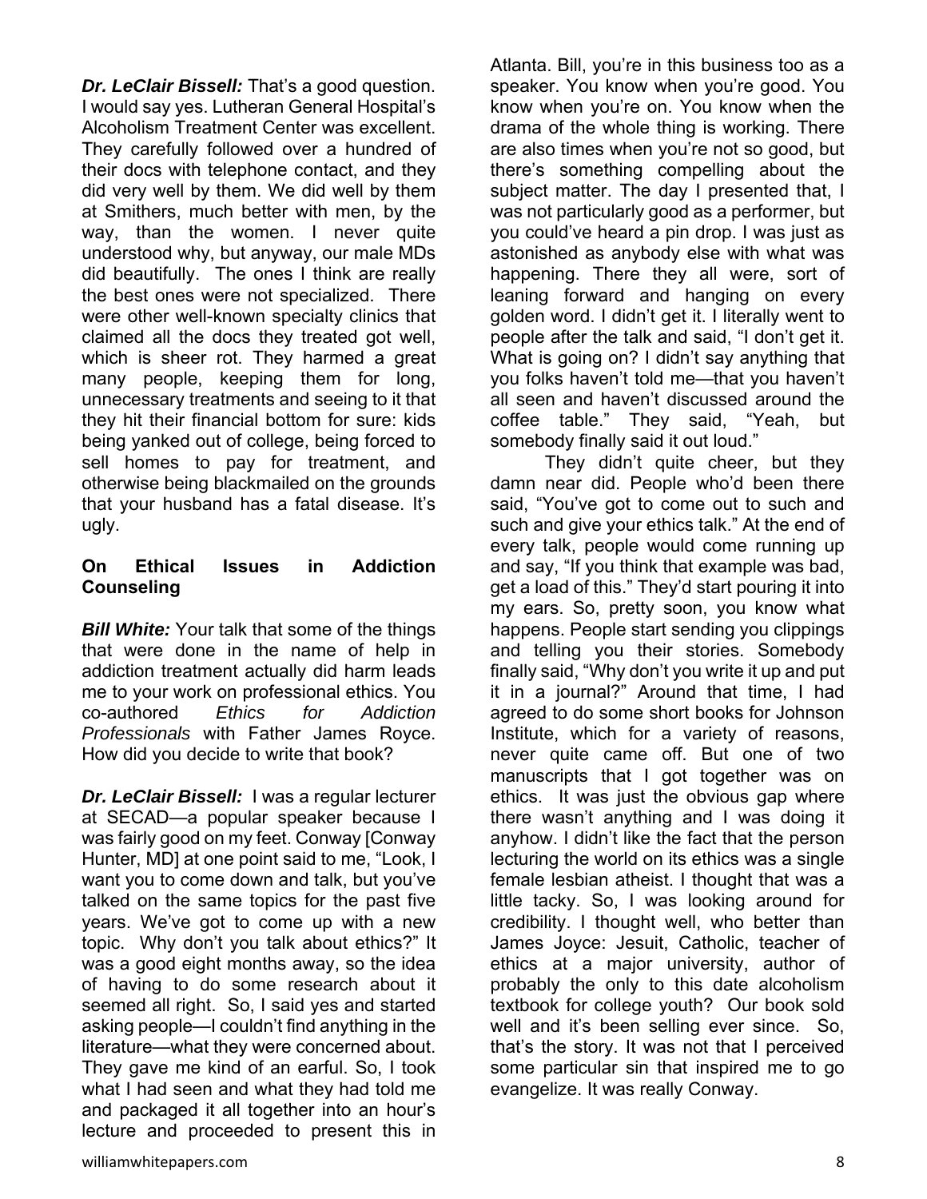***Dr. LeClair Bissell:*** That's a good question. I would say yes. Lutheran General Hospital's Alcoholism Treatment Center was excellent. They carefully followed over a hundred of their docs with telephone contact, and they did very well by them. We did well by them at Smithers, much better with men, by the way, than the women. I never quite understood why, but anyway, our male MDs did beautifully. The ones I think are really the best ones were not specialized. There were other well-known specialty clinics that claimed all the docs they treated got well, which is sheer rot. They harmed a great many people, keeping them for long, unnecessary treatments and seeing to it that they hit their financial bottom for sure: kids being yanked out of college, being forced to sell homes to pay for treatment, and otherwise being blackmailed on the grounds that your husband has a fatal disease. It's ugly.

### On Ethical Issues in Addiction Counseling

***Bill White:*** Your talk that some of the things that were done in the name of help in addiction treatment actually did harm leads me to your work on professional ethics. You co-authored *Ethics for Addiction Professionals* with Father James Royce. How did you decide to write that book?

***Dr. LeClair Bissell:*** I was a regular lecturer at SECAD—a popular speaker because I was fairly good on my feet. Conway [Conway Hunter, MD] at one point said to me, "Look, I want you to come down and talk, but you've talked on the same topics for the past five years. We've got to come up with a new topic. Why don't you talk about ethics?" It was a good eight months away, so the idea of having to do some research about it seemed all right. So, I said yes and started asking people—I couldn't find anything in the literature—what they were concerned about. They gave me kind of an earful. So, I took what I had seen and what they had told me and packaged it all together into an hour's lecture and proceeded to present this in Atlanta. Bill, you're in this business too as a speaker. You know when you're good. You know when you're on. You know when the drama of the whole thing is working. There are also times when you're not so good, but there's something compelling about the subject matter. The day I presented that, I was not particularly good as a performer, but you could've heard a pin drop. I was just as astonished as anybody else with what was happening. There they all were, sort of leaning forward and hanging on every golden word. I didn't get it. I literally went to people after the talk and said, "I don't get it. What is going on? I didn't say anything that you folks haven't told me—that you haven't all seen and haven't discussed around the coffee table." They said, "Yeah, but somebody finally said it out loud."

They didn't quite cheer, but they damn near did. People who'd been there said, "You've got to come out to such and such and give your ethics talk." At the end of every talk, people would come running up and say, "If you think that example was bad, get a load of this." They'd start pouring it into my ears. So, pretty soon, you know what happens. People start sending you clippings and telling you their stories. Somebody finally said, "Why don't you write it up and put it in a journal?" Around that time, I had agreed to do some short books for Johnson Institute, which for a variety of reasons, never quite came off. But one of two manuscripts that I got together was on ethics. It was just the obvious gap where there wasn't anything and I was doing it anyhow. I didn't like the fact that the person lecturing the world on its ethics was a single female lesbian atheist. I thought that was a little tacky. So, I was looking around for credibility. I thought well, who better than James Joyce: Jesuit, Catholic, teacher of ethics at a major university, author of probably the only to this date alcoholism textbook for college youth? Our book sold well and it's been selling ever since. So, that's the story. It was not that I perceived some particular sin that inspired me to go evangelize. It was really Conway.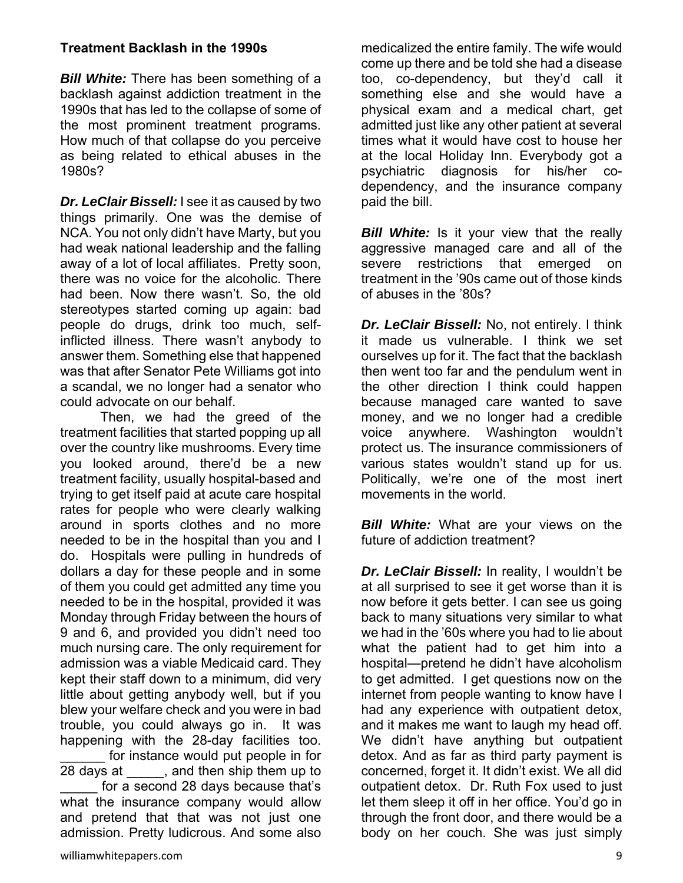### Treatment Backlash in the 1990s

***Bill White:*** There has been something of a backlash against addiction treatment in the 1990s that has led to the collapse of some of the most prominent treatment programs. How much of that collapse do you perceive as being related to ethical abuses in the 1980s?

***Dr. LeClair Bissell:*** I see it as caused by two things primarily. One was the demise of NCA. You not only didn't have Marty, but you had weak national leadership and the falling away of a lot of local affiliates. Pretty soon, there was no voice for the alcoholic. There had been. Now there wasn't. So, the old stereotypes started coming up again: bad people do drugs, drink too much, self-inflicted illness. There wasn't anybody to answer them. Something else that happened was that after Senator Pete Williams got into a scandal, we no longer had a senator who could advocate on our behalf.

Then, we had the greed of the treatment facilities that started popping up all over the country like mushrooms. Every time you looked around, there'd be a new treatment facility, usually hospital-based and trying to get itself paid at acute care hospital rates for people who were clearly walking around in sports clothes and no more needed to be in the hospital than you and I do. Hospitals were pulling in hundreds of dollars a day for these people and in some of them you could get admitted any time you needed to be in the hospital, provided it was Monday through Friday between the hours of 9 and 6, and provided you didn't need too much nursing care. The only requirement for admission was a viable Medicaid card. They kept their staff down to a minimum, did very little about getting anybody well, but if you blew your welfare check and you were in bad trouble, you could always go in. It was happening with the 28-day facilities too. ______ for instance would put people in for 28 days at _____, and then ship them up to _____ for a second 28 days because that's what the insurance company would allow and pretend that that was not just one admission. Pretty ludicrous. And some also medicalized the entire family. The wife would come up there and be told she had a disease too, co-dependency, but they'd call it something else and she would have a physical exam and a medical chart, get admitted just like any other patient at several times what it would have cost to house her at the local Holiday Inn. Everybody got a psychiatric diagnosis for his/her co-dependency, and the insurance company paid the bill.

***Bill White:*** Is it your view that the really aggressive managed care and all of the severe restrictions that emerged on treatment in the '90s came out of those kinds of abuses in the '80s?

***Dr. LeClair Bissell:*** No, not entirely. I think it made us vulnerable. I think we set ourselves up for it. The fact that the backlash then went too far and the pendulum went in the other direction I think could happen because managed care wanted to save money, and we no longer had a credible voice anywhere. Washington wouldn't protect us. The insurance commissioners of various states wouldn't stand up for us. Politically, we're one of the most inert movements in the world.

***Bill White:*** What are your views on the future of addiction treatment?

***Dr. LeClair Bissell:*** In reality, I wouldn't be at all surprised to see it get worse than it is now before it gets better. I can see us going back to many situations very similar to what we had in the '60s where you had to lie about what the patient had to get him into a hospital—pretend he didn't have alcoholism to get admitted. I get questions now on the internet from people wanting to know have I had any experience with outpatient detox, and it makes me want to laugh my head off. We didn't have anything but outpatient detox. And as far as third party payment is concerned, forget it. It didn't exist. We all did outpatient detox. Dr. Ruth Fox used to just let them sleep it off in her office. You'd go in through the front door, and there would be a body on her couch. She was just simply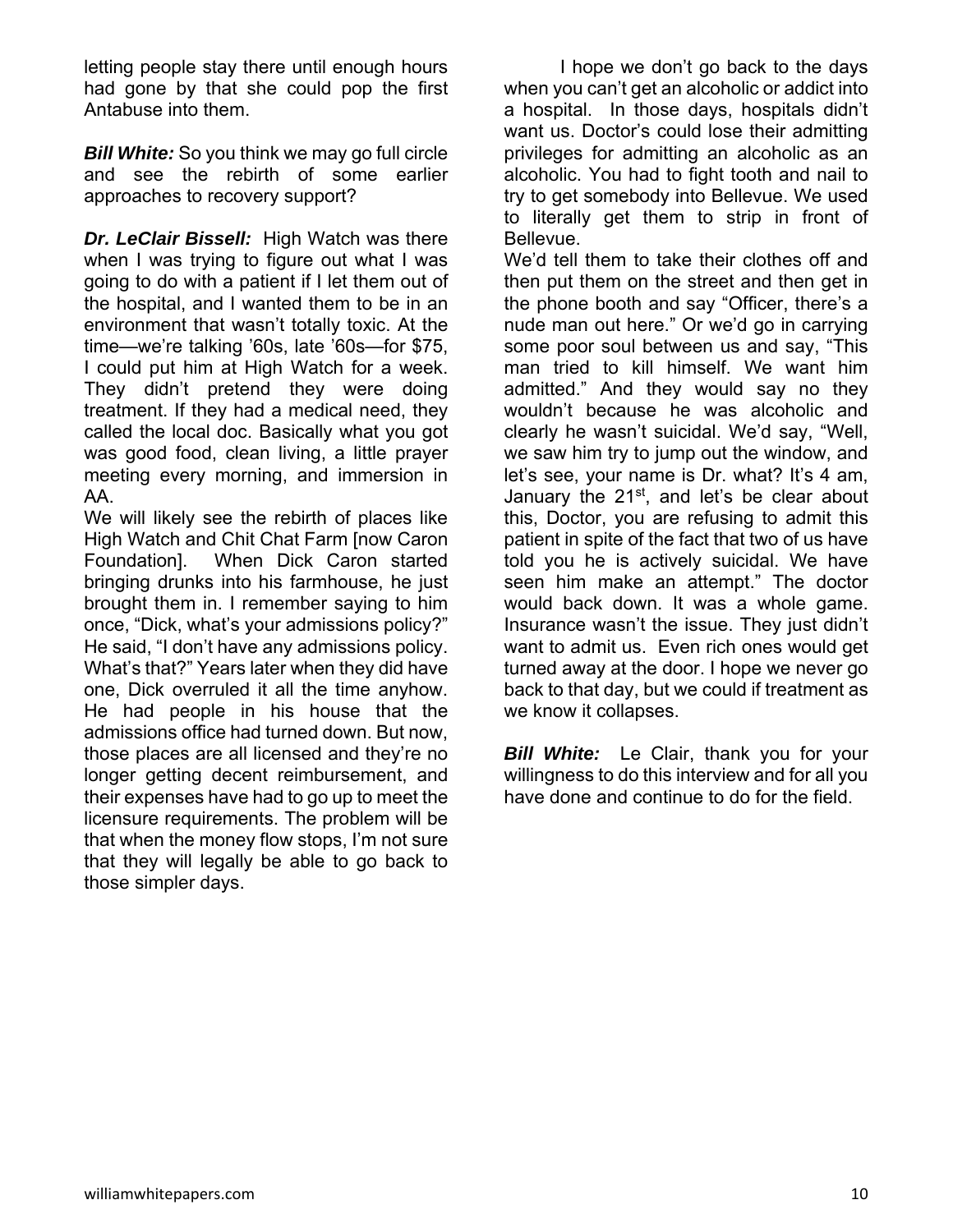letting people stay there until enough hours had gone by that she could pop the first Antabuse into them.

***Bill White:*** So you think we may go full circle and see the rebirth of some earlier approaches to recovery support?

***Dr. LeClair Bissell:*** High Watch was there when I was trying to figure out what I was going to do with a patient if I let them out of the hospital, and I wanted them to be in an environment that wasn't totally toxic. At the time—we're talking '60s, late '60s—for $75, I could put him at High Watch for a week. They didn't pretend they were doing treatment. If they had a medical need, they called the local doc. Basically what you got was good food, clean living, a little prayer meeting every morning, and immersion in AA.

We will likely see the rebirth of places like High Watch and Chit Chat Farm [now Caron Foundation]. When Dick Caron started bringing drunks into his farmhouse, he just brought them in. I remember saying to him once, "Dick, what's your admissions policy?" He said, "I don't have any admissions policy. What's that?" Years later when they did have one, Dick overruled it all the time anyhow. He had people in his house that the admissions office had turned down. But now, those places are all licensed and they're no longer getting decent reimbursement, and their expenses have had to go up to meet the licensure requirements. The problem will be that when the money flow stops, I'm not sure that they will legally be able to go back to those simpler days.

I hope we don't go back to the days when you can't get an alcoholic or addict into a hospital. In those days, hospitals didn't want us. Doctor's could lose their admitting privileges for admitting an alcoholic as an alcoholic. You had to fight tooth and nail to try to get somebody into Bellevue. We used to literally get them to strip in front of Bellevue.

We'd tell them to take their clothes off and then put them on the street and then get in the phone booth and say "Officer, there's a nude man out here." Or we'd go in carrying some poor soul between us and say, "This man tried to kill himself. We want him admitted." And they would say no they wouldn't because he was alcoholic and clearly he wasn't suicidal. We'd say, "Well, we saw him try to jump out the window, and let's see, your name is Dr. what? It's 4 am, January the 21st, and let's be clear about this, Doctor, you are refusing to admit this patient in spite of the fact that two of us have told you he is actively suicidal. We have seen him make an attempt." The doctor would back down. It was a whole game. Insurance wasn't the issue. They just didn't want to admit us. Even rich ones would get turned away at the door. I hope we never go back to that day, but we could if treatment as we know it collapses.

***Bill White:*** Le Clair, thank you for your willingness to do this interview and for all you have done and continue to do for the field.